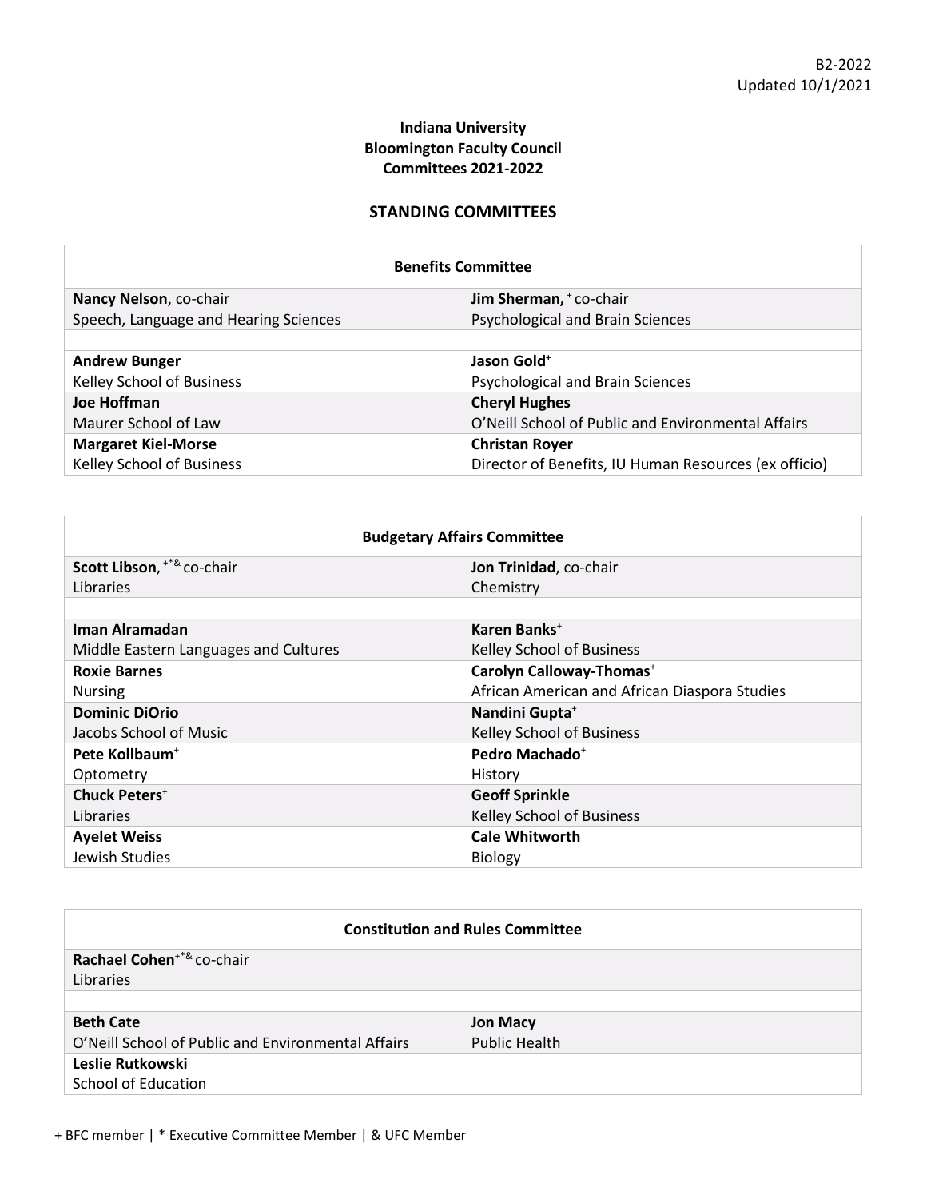B2-2022
Updated 10/1/2021

**Indiana University**
**Bloomington Faculty Council**
**Committees 2021-2022**

## STANDING COMMITTEES

| Benefits Committee | |
|---|---|
| **Nancy Nelson**, co-chair<br>Speech, Language and Hearing Sciences | **Jim Sherman,** + co-chair<br>Psychological and Brain Sciences |
| | |
| **Andrew Bunger**<br>Kelley School of Business | **Jason Gold+**<br>Psychological and Brain Sciences |
| **Joe Hoffman**<br>Maurer School of Law | **Cheryl Hughes**<br>O'Neill School of Public and Environmental Affairs |
| **Margaret Kiel-Morse**<br>Kelley School of Business | **Christan Royer**<br>Director of Benefits, IU Human Resources (ex officio) |

| Budgetary Affairs Committee | |
|---|---|
| **Scott Libson**, +*& co-chair<br>Libraries | **Jon Trinidad**, co-chair<br>Chemistry |
| | |
| **Iman Alramadan**<br>Middle Eastern Languages and Cultures | **Karen Banks+**<br>Kelley School of Business |
| **Roxie Barnes**<br>Nursing | **Carolyn Calloway-Thomas+**<br>African American and African Diaspora Studies |
| **Dominic DiOrio**<br>Jacobs School of Music | **Nandini Gupta+**<br>Kelley School of Business |
| **Pete Kollbaum+**<br>Optometry | **Pedro Machado+**<br>History |
| **Chuck Peters+**<br>Libraries | **Geoff Sprinkle**<br>Kelley School of Business |
| **Ayelet Weiss**<br>Jewish Studies | **Cale Whitworth**<br>Biology |

| Constitution and Rules Committee | |
|---|---|
| **Rachael Cohen**+*& co-chair<br>Libraries | |
| | |
| **Beth Cate**<br>O'Neill School of Public and Environmental Affairs | **Jon Macy**<br>Public Health |
| **Leslie Rutkowski**<br>School of Education | |

+ BFC member | * Executive Committee Member | & UFC Member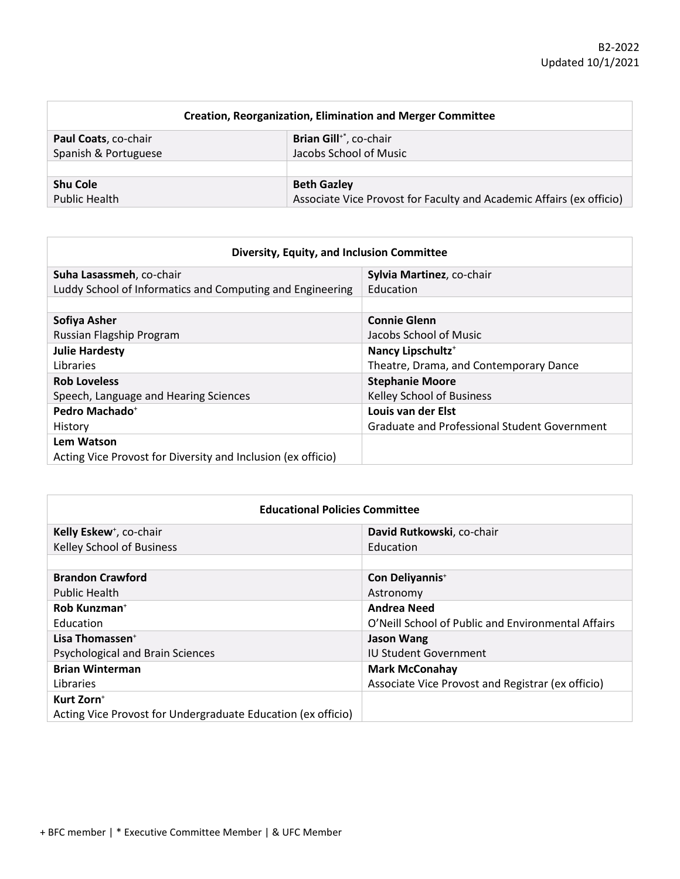B2-2022
Updated 10/1/2021

| Creation, Reorganization, Elimination and Merger Committee | |
|---|---|
| **Paul Coats**, co-chair<br>Spanish & Portuguese | **Brian Gill**+*, co-chair<br>Jacobs School of Music |
| | |
| **Shu Cole**<br>Public Health | **Beth Gazley**<br>Associate Vice Provost for Faculty and Academic Affairs (ex officio) |

| Diversity, Equity, and Inclusion Committee | |
|---|---|
| **Suha Lasassmeh**, co-chair<br>Luddy School of Informatics and Computing and Engineering | **Sylvia Martinez**, co-chair<br>Education |
| | |
| **Sofiya Asher**<br>Russian Flagship Program | **Connie Glenn**<br>Jacobs School of Music |
| **Julie Hardesty**<br>Libraries | **Nancy Lipschultz**+<br>Theatre, Drama, and Contemporary Dance |
| **Rob Loveless**<br>Speech, Language and Hearing Sciences | **Stephanie Moore**<br>Kelley School of Business |
| **Pedro Machado**+<br>History | **Louis van der Elst**<br>Graduate and Professional Student Government |
| **Lem Watson**<br>Acting Vice Provost for Diversity and Inclusion (ex officio) | |

| Educational Policies Committee | |
|---|---|
| **Kelly Eskew**+, co-chair<br>Kelley School of Business | **David Rutkowski**, co-chair<br>Education |
| | |
| **Brandon Crawford**<br>Public Health | **Con Deliyannis**+<br>Astronomy |
| **Rob Kunzman**+<br>Education | **Andrea Need**<br>O'Neill School of Public and Environmental Affairs |
| **Lisa Thomassen**+<br>Psychological and Brain Sciences | **Jason Wang**<br>IU Student Government |
| **Brian Winterman**<br>Libraries | **Mark McConahay**<br>Associate Vice Provost and Registrar (ex officio) |
| **Kurt Zorn**+<br>Acting Vice Provost for Undergraduate Education (ex officio) | |

+ BFC member | * Executive Committee Member | & UFC Member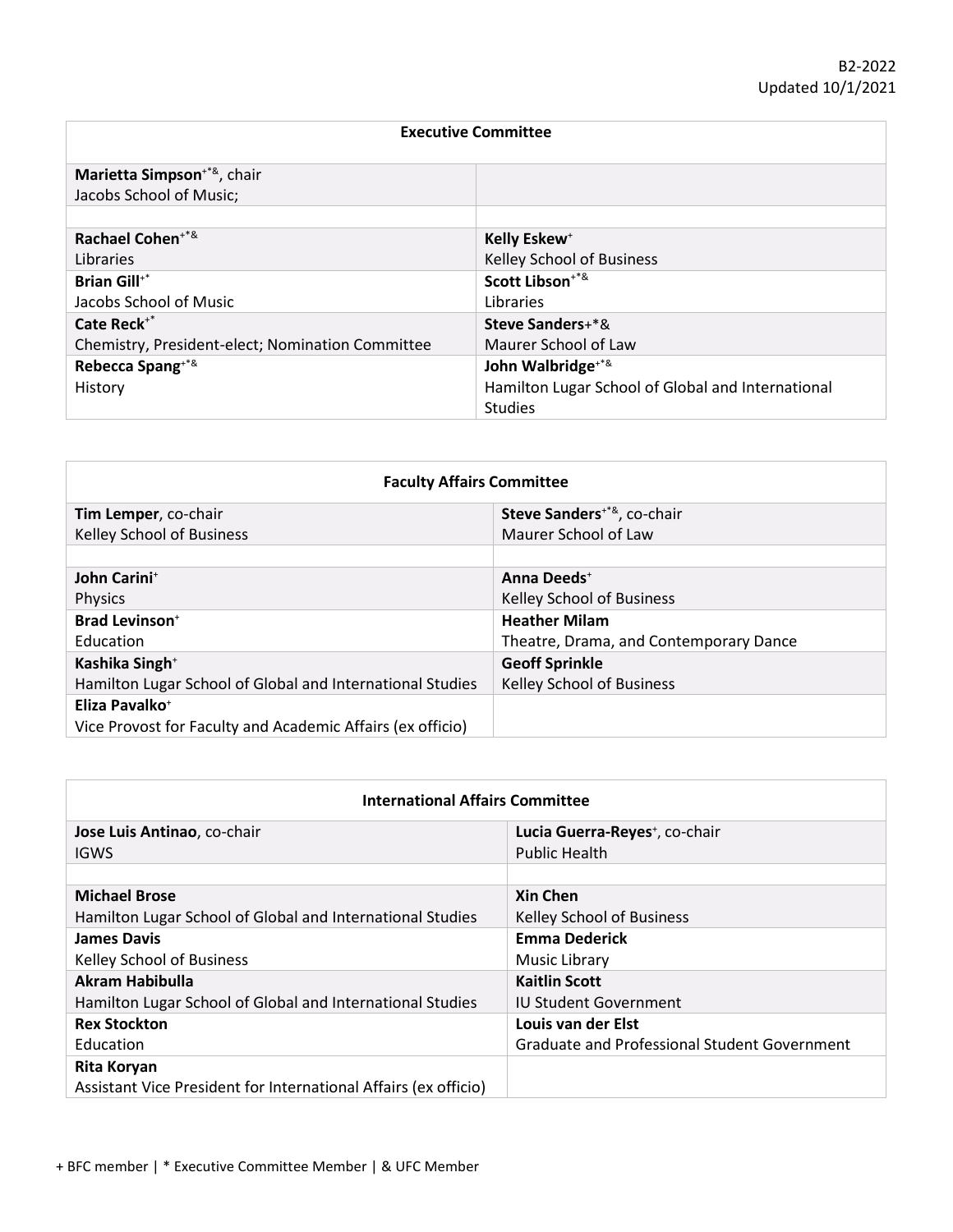B2-2022
Updated 10/1/2021

| Executive Committee | |
|---|---|
| **Marietta Simpson**+*&, chair<br>Jacobs School of Music; | |
| | |
| **Rachael Cohen**+*&<br>Libraries | **Kelly Eskew**+<br>Kelley School of Business |
| **Brian Gill**+*<br>Jacobs School of Music | **Scott Libson**+*&<br>Libraries |
| **Cate Reck**+*<br>Chemistry, President-elect; Nomination Committee | **Steve Sanders**+*&<br>Maurer School of Law |
| **Rebecca Spang**+*&<br>History | **John Walbridge**+*&<br>Hamilton Lugar School of Global and International Studies |

| Faculty Affairs Committee | |
|---|---|
| **Tim Lemper**, co-chair<br>Kelley School of Business | **Steve Sanders**+*&, co-chair<br>Maurer School of Law |
| | |
| **John Carini**+<br>Physics | **Anna Deeds**+<br>Kelley School of Business |
| **Brad Levinson**+<br>Education | **Heather Milam**<br>Theatre, Drama, and Contemporary Dance |
| **Kashika Singh**+<br>Hamilton Lugar School of Global and International Studies | **Geoff Sprinkle**<br>Kelley School of Business |
| **Eliza Pavalko**+<br>Vice Provost for Faculty and Academic Affairs (ex officio) | |

| International Affairs Committee | |
|---|---|
| **Jose Luis Antinao**, co-chair<br>IGWS | **Lucia Guerra-Reyes**+, co-chair<br>Public Health |
| | |
| **Michael Brose**<br>Hamilton Lugar School of Global and International Studies | **Xin Chen**<br>Kelley School of Business |
| **James Davis**<br>Kelley School of Business | **Emma Dederick**<br>Music Library |
| **Akram Habibulla**<br>Hamilton Lugar School of Global and International Studies | **Kaitlin Scott**<br>IU Student Government |
| **Rex Stockton**<br>Education | **Louis van der Elst**<br>Graduate and Professional Student Government |
| **Rita Koryan**<br>Assistant Vice President for International Affairs (ex officio) | |

+ BFC member | * Executive Committee Member | & UFC Member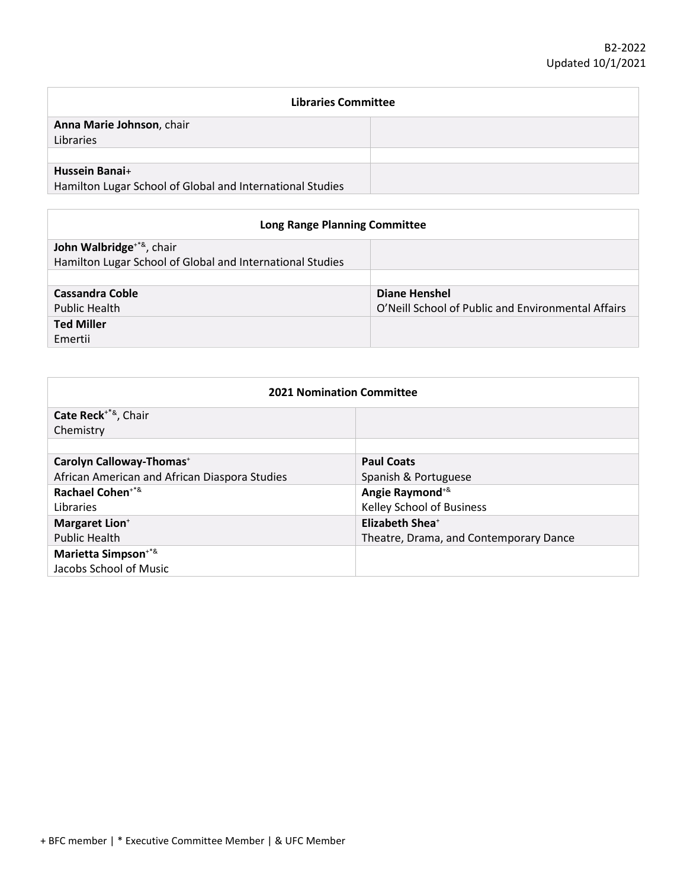B2-2022
Updated 10/1/2021

| **Libraries Committee** | |
|---|---|
| **Anna Marie Johnson**, chair<br>Libraries | |
| | |
| **Hussein Banai**+<br>Hamilton Lugar School of Global and International Studies | |

| **Long Range Planning Committee** | |
|---|---|
| **John Walbridge**+*&, chair<br>Hamilton Lugar School of Global and International Studies | |
| | |
| **Cassandra Coble**<br>Public Health | **Diane Henshel**<br>O'Neill School of Public and Environmental Affairs |
| **Ted Miller**<br>Emertii | |

| **2021 Nomination Committee** | |
|---|---|
| **Cate Reck**+*&, Chair<br>Chemistry | |
| | |
| **Carolyn Calloway-Thomas**+<br>African American and African Diaspora Studies | **Paul Coats**<br>Spanish & Portuguese |
| **Rachael Cohen**+*&<br>Libraries | **Angie Raymond**+&<br>Kelley School of Business |
| **Margaret Lion**+<br>Public Health | **Elizabeth Shea**+<br>Theatre, Drama, and Contemporary Dance |
| **Marietta Simpson**+*&<br>Jacobs School of Music | |

+ BFC member | * Executive Committee Member | & UFC Member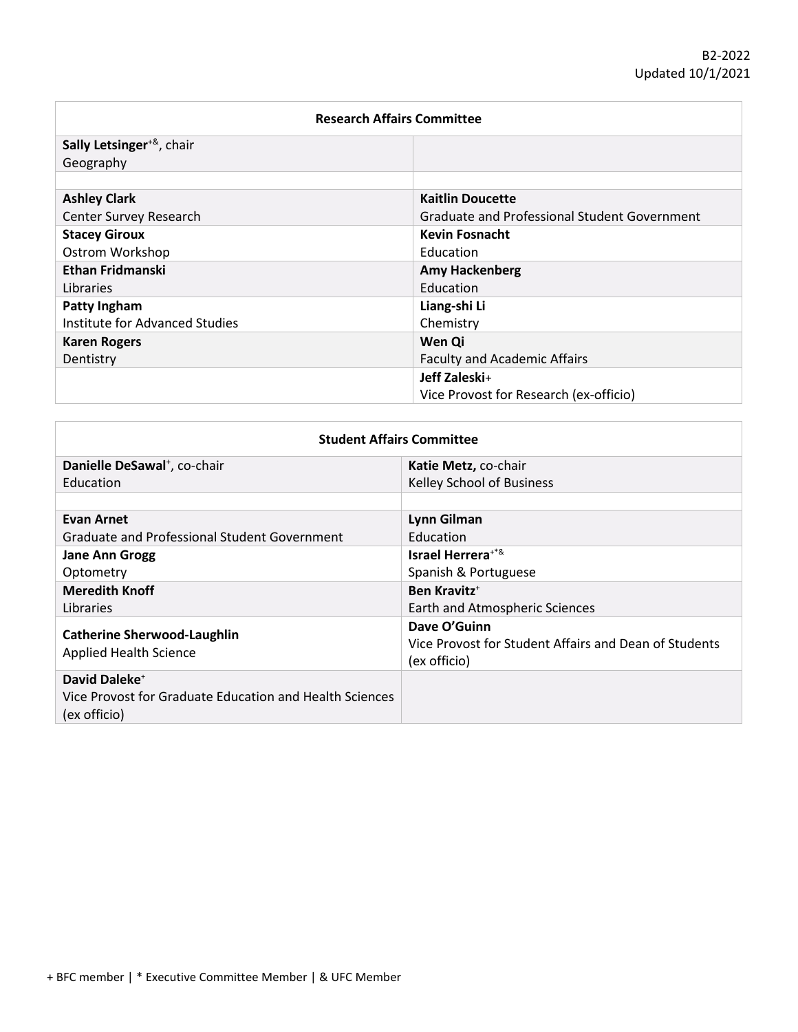B2-2022
Updated 10/1/2021

| Research Affairs Committee | |
|---|---|
| **Sally Letsinger**+&, chair<br>Geography | |
| | |
| **Ashley Clark**<br>Center Survey Research | **Kaitlin Doucette**<br>Graduate and Professional Student Government |
| **Stacey Giroux**<br>Ostrom Workshop | **Kevin Fosnacht**<br>Education |
| **Ethan Fridmanski**<br>Libraries | **Amy Hackenberg**<br>Education |
| **Patty Ingham**<br>Institute for Advanced Studies | **Liang-shi Li**<br>Chemistry |
| **Karen Rogers**<br>Dentistry | **Wen Qi**<br>Faculty and Academic Affairs |
| | **Jeff Zaleski**+<br>Vice Provost for Research (ex-officio) |

| Student Affairs Committee | |
|---|---|
| **Danielle DeSawal**+, co-chair<br>Education | **Katie Metz,** co-chair<br>Kelley School of Business |
| | |
| **Evan Arnet**<br>Graduate and Professional Student Government | **Lynn Gilman**<br>Education |
| **Jane Ann Grogg**<br>Optometry | **Israel Herrera**+*&<br>Spanish & Portuguese |
| **Meredith Knoff**<br>Libraries | **Ben Kravitz**+<br>Earth and Atmospheric Sciences |
| **Catherine Sherwood-Laughlin**<br>Applied Health Science | **Dave O'Guinn**<br>Vice Provost for Student Affairs and Dean of Students (ex officio) |
| **David Daleke**+<br>Vice Provost for Graduate Education and Health Sciences (ex officio) | |

+ BFC member | * Executive Committee Member | & UFC Member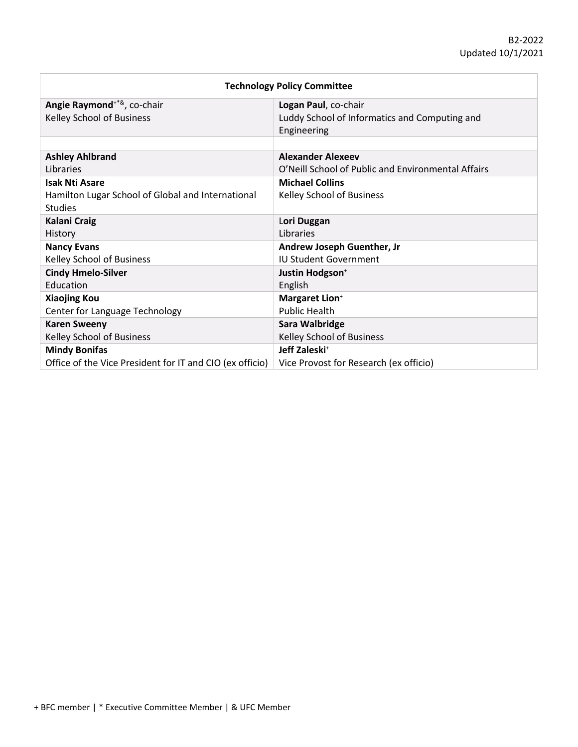B2-2022
Updated 10/1/2021

| Technology Policy Committee | |
|---|---|
| **Angie Raymond**+*&, co-chair<br>Kelley School of Business | **Logan Paul**, co-chair<br>Luddy School of Informatics and Computing and Engineering |
| | |
| **Ashley Ahlbrand**<br>Libraries | **Alexander Alexeev**<br>O'Neill School of Public and Environmental Affairs |
| **Isak Nti Asare**<br>Hamilton Lugar School of Global and International Studies | **Michael Collins**<br>Kelley School of Business |
| **Kalani Craig**<br>History | **Lori Duggan**<br>Libraries |
| **Nancy Evans**<br>Kelley School of Business | **Andrew Joseph Guenther, Jr**<br>IU Student Government |
| **Cindy Hmelo-Silver**<br>Education | **Justin Hodgson**+<br>English |
| **Xiaojing Kou**<br>Center for Language Technology | **Margaret Lion**+<br>Public Health |
| **Karen Sweeny**<br>Kelley School of Business | **Sara Walbridge**<br>Kelley School of Business |
| **Mindy Bonifas**<br>Office of the Vice President for IT and CIO (ex officio) | **Jeff Zaleski**+<br>Vice Provost for Research (ex officio) |

+ BFC member | * Executive Committee Member | & UFC Member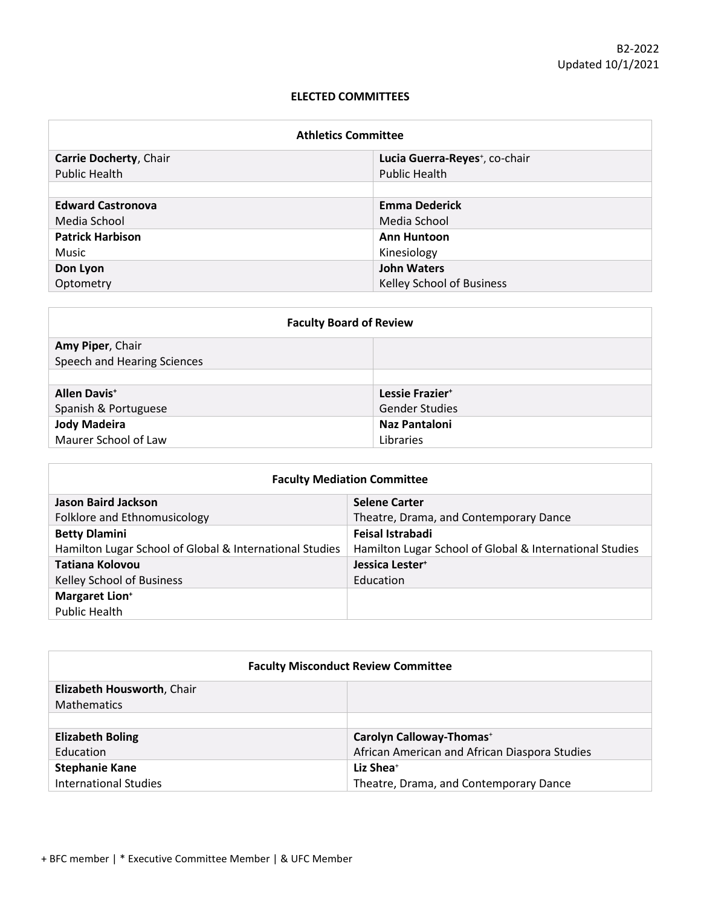B2-2022
Updated 10/1/2021

## ELECTED COMMITTEES

| Athletics Committee | |
|---|---|
| **Carrie Docherty**, Chair<br>Public Health | **Lucia Guerra-Reyes**+, co-chair<br>Public Health |
| | |
| **Edward Castronova**<br>Media School | **Emma Dederick**<br>Media School |
| **Patrick Harbison**<br>Music | **Ann Huntoon**<br>Kinesiology |
| **Don Lyon**<br>Optometry | **John Waters**<br>Kelley School of Business |

| Faculty Board of Review | |
|---|---|
| **Amy Piper**, Chair<br>Speech and Hearing Sciences | |
| | |
| **Allen Davis**+<br>Spanish & Portuguese | **Lessie Frazier**+<br>Gender Studies |
| **Jody Madeira**<br>Maurer School of Law | **Naz Pantaloni**<br>Libraries |

| Faculty Mediation Committee | |
|---|---|
| **Jason Baird Jackson**<br>Folklore and Ethnomusicology | **Selene Carter**<br>Theatre, Drama, and Contemporary Dance |
| **Betty Dlamini**<br>Hamilton Lugar School of Global & International Studies | **Feisal Istrabadi**<br>Hamilton Lugar School of Global & International Studies |
| **Tatiana Kolovou**<br>Kelley School of Business | **Jessica Lester**+<br>Education |
| **Margaret Lion**+<br>Public Health | |

| Faculty Misconduct Review Committee | |
|---|---|
| **Elizabeth Housworth**, Chair<br>Mathematics | |
| | |
| **Elizabeth Boling**<br>Education | **Carolyn Calloway-Thomas**+<br>African American and African Diaspora Studies |
| **Stephanie Kane**<br>International Studies | **Liz Shea**+<br>Theatre, Drama, and Contemporary Dance |

+ BFC member | * Executive Committee Member | & UFC Member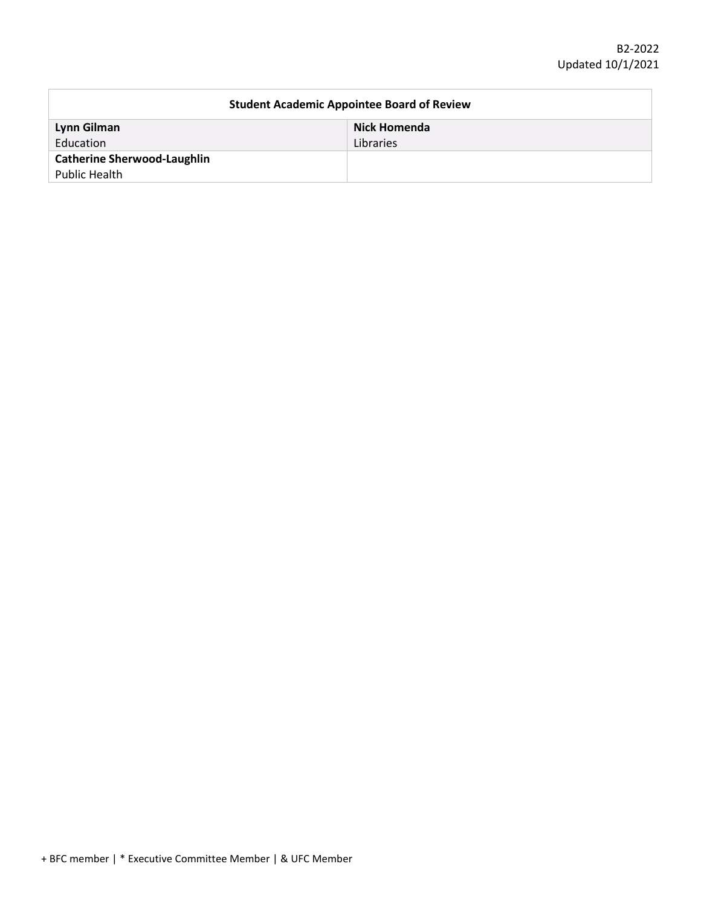| Student Academic Appointee Board of Review | |
|---|---|
| **Lynn Gilman**<br>Education | **Nick Homenda**<br>Libraries |
| **Catherine Sherwood-Laughlin**<br>Public Health | |

+ BFC member | * Executive Committee Member | & UFC Member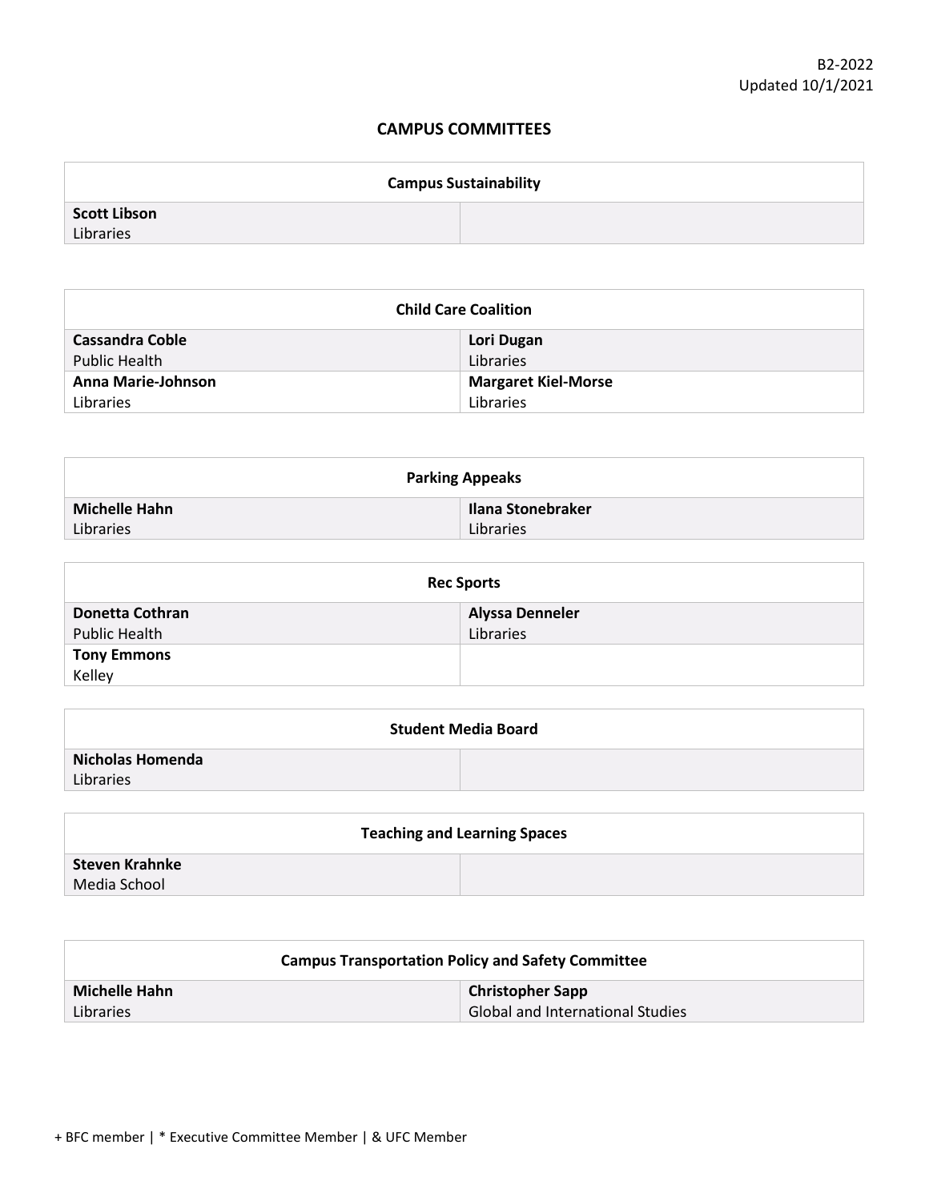B2-2022
Updated 10/1/2021

## CAMPUS COMMITTEES

| Campus Sustainability | |
|---|---|
| **Scott Libson**<br>Libraries | |

| Child Care Coalition | |
|---|---|
| **Cassandra Coble**<br>Public Health | **Lori Dugan**<br>Libraries |
| **Anna Marie-Johnson**<br>Libraries | **Margaret Kiel-Morse**<br>Libraries |

| Parking Appeaks | |
|---|---|
| **Michelle Hahn**<br>Libraries | **Ilana Stonebraker**<br>Libraries |

| Rec Sports | |
|---|---|
| **Donetta Cothran**<br>Public Health | **Alyssa Denneler**<br>Libraries |
| **Tony Emmons**<br>Kelley | |

| Student Media Board | |
|---|---|
| **Nicholas Homenda**<br>Libraries | |

| Teaching and Learning Spaces | |
|---|---|
| **Steven Krahnke**<br>Media School | |

| Campus Transportation Policy and Safety Committee | |
|---|---|
| **Michelle Hahn**<br>Libraries | **Christopher Sapp**<br>Global and International Studies |

+ BFC member | * Executive Committee Member | & UFC Member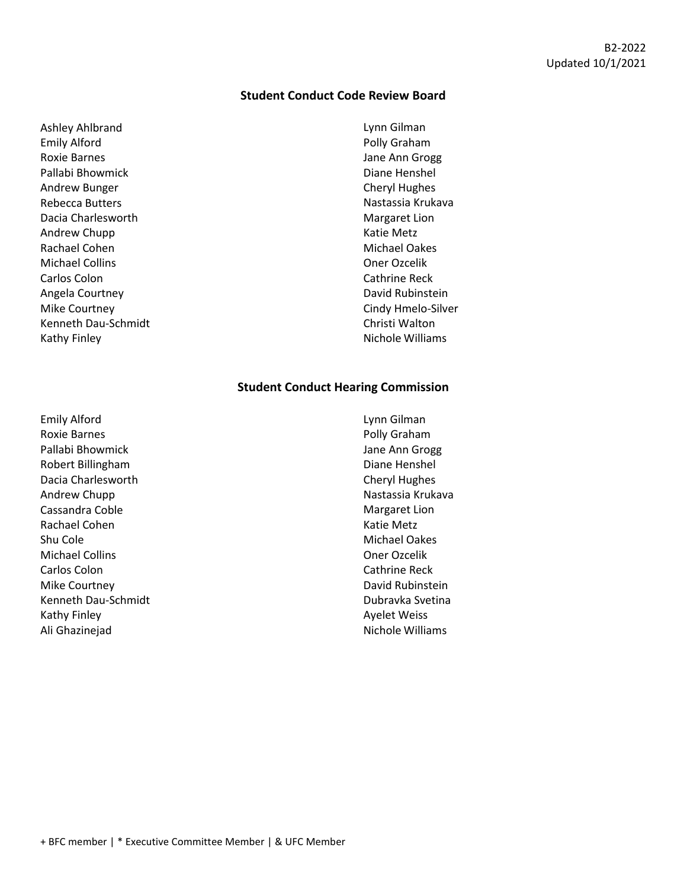B2-2022
Updated 10/1/2021

## Student Conduct Code Review Board

Ashley Ahlbrand
Emily Alford
Roxie Barnes
Pallabi Bhowmick
Andrew Bunger
Rebecca Butters
Dacia Charlesworth
Andrew Chupp
Rachael Cohen
Michael Collins
Carlos Colon
Angela Courtney
Mike Courtney
Kenneth Dau-Schmidt
Kathy Finley
Lynn Gilman
Polly Graham
Jane Ann Grogg
Diane Henshel
Cheryl Hughes
Nastassia Krukava
Margaret Lion
Katie Metz
Michael Oakes
Oner Ozcelik
Cathrine Reck
David Rubinstein
Cindy Hmelo-Silver
Christi Walton
Nichole Williams

## Student Conduct Hearing Commission

Emily Alford
Roxie Barnes
Pallabi Bhowmick
Robert Billingham
Dacia Charlesworth
Andrew Chupp
Cassandra Coble
Rachael Cohen
Shu Cole
Michael Collins
Carlos Colon
Mike Courtney
Kenneth Dau-Schmidt
Kathy Finley
Ali Ghazinejad
Lynn Gilman
Polly Graham
Jane Ann Grogg
Diane Henshel
Cheryl Hughes
Nastassia Krukava
Margaret Lion
Katie Metz
Michael Oakes
Oner Ozcelik
Cathrine Reck
David Rubinstein
Dubravka Svetina
Ayelet Weiss
Nichole Williams

+ BFC member | * Executive Committee Member | & UFC Member